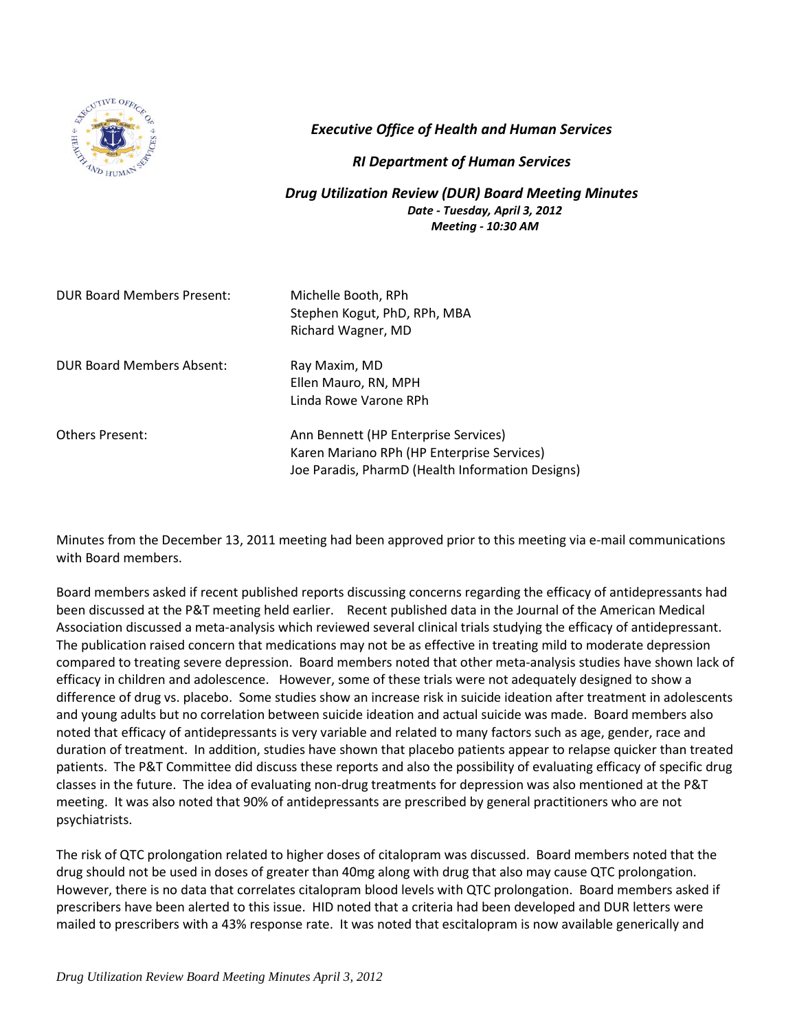***Executive Office of Health and Human Services***

***RI Department of Human Services***

***Drug Utilization Review (DUR) Board Meeting Minutes***

***Date - Tuesday, April 3, 2012***

***Meeting - 10:30 AM***

| | |
|---|---|
| DUR Board Members Present: | Michelle Booth, RPh<br>Stephen Kogut, PhD, RPh, MBA<br>Richard Wagner, MD |
| DUR Board Members Absent: | Ray Maxim, MD<br>Ellen Mauro, RN, MPH<br>Linda Rowe Varone RPh |
| Others Present: | Ann Bennett (HP Enterprise Services)<br>Karen Mariano RPh (HP Enterprise Services)<br>Joe Paradis, PharmD (Health Information Designs) |

Minutes from the December 13, 2011 meeting had been approved prior to this meeting via e-mail communications with Board members.

Board members asked if recent published reports discussing concerns regarding the efficacy of antidepressants had been discussed at the P&T meeting held earlier. Recent published data in the Journal of the American Medical Association discussed a meta-analysis which reviewed several clinical trials studying the efficacy of antidepressant. The publication raised concern that medications may not be as effective in treating mild to moderate depression compared to treating severe depression. Board members noted that other meta-analysis studies have shown lack of efficacy in children and adolescence. However, some of these trials were not adequately designed to show a difference of drug vs. placebo. Some studies show an increase risk in suicide ideation after treatment in adolescents and young adults but no correlation between suicide ideation and actual suicide was made. Board members also noted that efficacy of antidepressants is very variable and related to many factors such as age, gender, race and duration of treatment. In addition, studies have shown that placebo patients appear to relapse quicker than treated patients. The P&T Committee did discuss these reports and also the possibility of evaluating efficacy of specific drug classes in the future. The idea of evaluating non-drug treatments for depression was also mentioned at the P&T meeting. It was also noted that 90% of antidepressants are prescribed by general practitioners who are not psychiatrists.

The risk of QTC prolongation related to higher doses of citalopram was discussed. Board members noted that the drug should not be used in doses of greater than 40mg along with drug that also may cause QTC prolongation. However, there is no data that correlates citalopram blood levels with QTC prolongation. Board members asked if prescribers have been alerted to this issue. HID noted that a criteria had been developed and DUR letters were mailed to prescribers with a 43% response rate. It was noted that escitalopram is now available generically and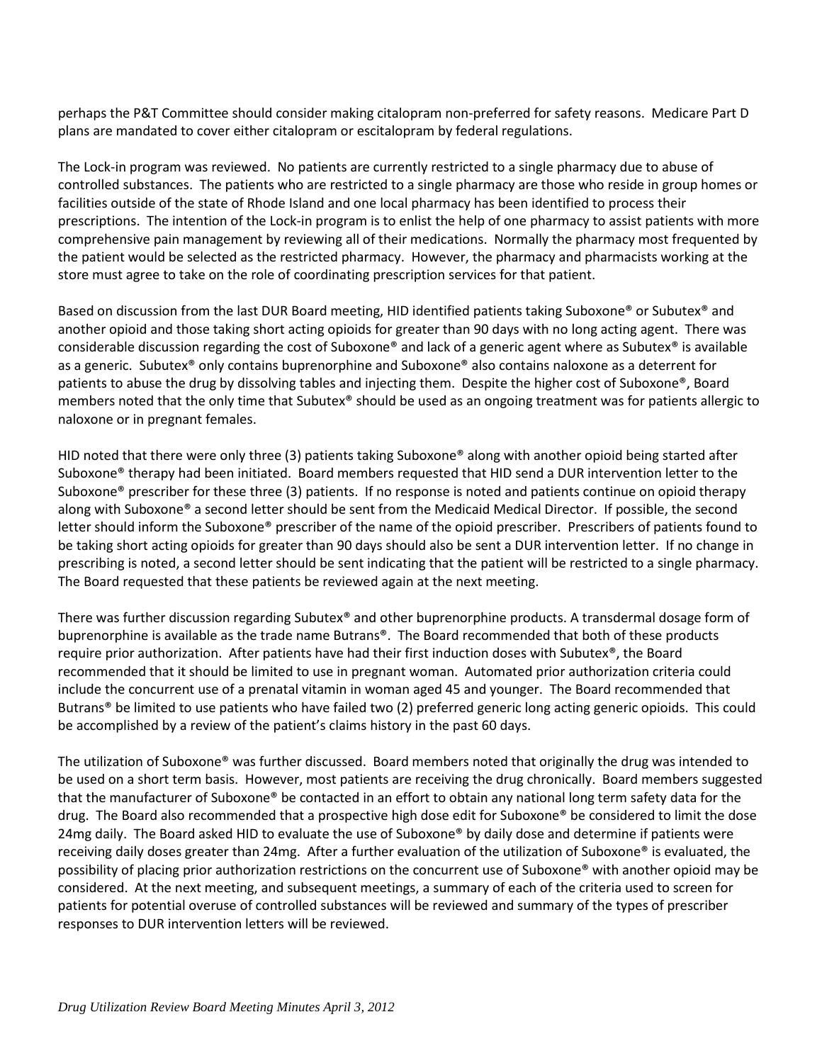perhaps the P&T Committee should consider making citalopram non-preferred for safety reasons. Medicare Part D plans are mandated to cover either citalopram or escitalopram by federal regulations.

The Lock-in program was reviewed. No patients are currently restricted to a single pharmacy due to abuse of controlled substances. The patients who are restricted to a single pharmacy are those who reside in group homes or facilities outside of the state of Rhode Island and one local pharmacy has been identified to process their prescriptions. The intention of the Lock-in program is to enlist the help of one pharmacy to assist patients with more comprehensive pain management by reviewing all of their medications. Normally the pharmacy most frequented by the patient would be selected as the restricted pharmacy. However, the pharmacy and pharmacists working at the store must agree to take on the role of coordinating prescription services for that patient.

Based on discussion from the last DUR Board meeting, HID identified patients taking Suboxone® or Subutex® and another opioid and those taking short acting opioids for greater than 90 days with no long acting agent. There was considerable discussion regarding the cost of Suboxone® and lack of a generic agent where as Subutex® is available as a generic. Subutex® only contains buprenorphine and Suboxone® also contains naloxone as a deterrent for patients to abuse the drug by dissolving tables and injecting them. Despite the higher cost of Suboxone®, Board members noted that the only time that Subutex® should be used as an ongoing treatment was for patients allergic to naloxone or in pregnant females.

HID noted that there were only three (3) patients taking Suboxone® along with another opioid being started after Suboxone® therapy had been initiated. Board members requested that HID send a DUR intervention letter to the Suboxone® prescriber for these three (3) patients. If no response is noted and patients continue on opioid therapy along with Suboxone® a second letter should be sent from the Medicaid Medical Director. If possible, the second letter should inform the Suboxone® prescriber of the name of the opioid prescriber. Prescribers of patients found to be taking short acting opioids for greater than 90 days should also be sent a DUR intervention letter. If no change in prescribing is noted, a second letter should be sent indicating that the patient will be restricted to a single pharmacy. The Board requested that these patients be reviewed again at the next meeting.

There was further discussion regarding Subutex® and other buprenorphine products. A transdermal dosage form of buprenorphine is available as the trade name Butrans®. The Board recommended that both of these products require prior authorization. After patients have had their first induction doses with Subutex®, the Board recommended that it should be limited to use in pregnant woman. Automated prior authorization criteria could include the concurrent use of a prenatal vitamin in woman aged 45 and younger. The Board recommended that Butrans® be limited to use patients who have failed two (2) preferred generic long acting generic opioids. This could be accomplished by a review of the patient's claims history in the past 60 days.

The utilization of Suboxone® was further discussed. Board members noted that originally the drug was intended to be used on a short term basis. However, most patients are receiving the drug chronically. Board members suggested that the manufacturer of Suboxone® be contacted in an effort to obtain any national long term safety data for the drug. The Board also recommended that a prospective high dose edit for Suboxone® be considered to limit the dose 24mg daily. The Board asked HID to evaluate the use of Suboxone® by daily dose and determine if patients were receiving daily doses greater than 24mg. After a further evaluation of the utilization of Suboxone® is evaluated, the possibility of placing prior authorization restrictions on the concurrent use of Suboxone® with another opioid may be considered. At the next meeting, and subsequent meetings, a summary of each of the criteria used to screen for patients for potential overuse of controlled substances will be reviewed and summary of the types of prescriber responses to DUR intervention letters will be reviewed.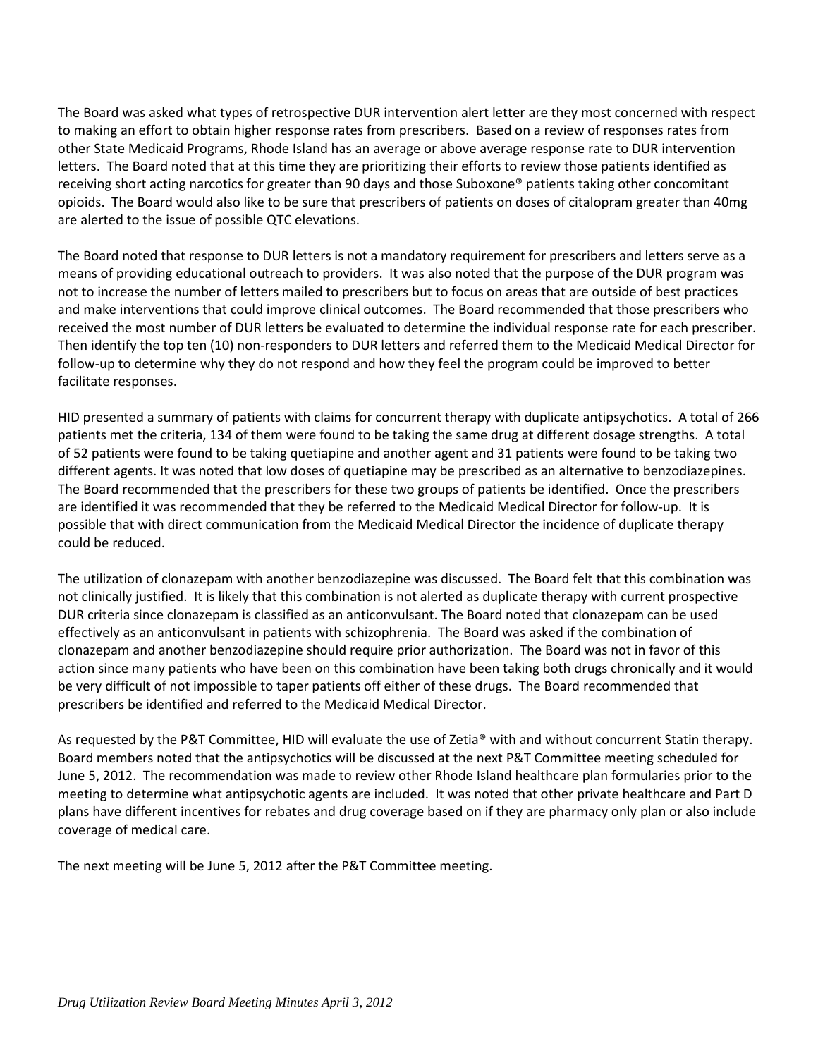The Board was asked what types of retrospective DUR intervention alert letter are they most concerned with respect to making an effort to obtain higher response rates from prescribers. Based on a review of responses rates from other State Medicaid Programs, Rhode Island has an average or above average response rate to DUR intervention letters. The Board noted that at this time they are prioritizing their efforts to review those patients identified as receiving short acting narcotics for greater than 90 days and those Suboxone® patients taking other concomitant opioids. The Board would also like to be sure that prescribers of patients on doses of citalopram greater than 40mg are alerted to the issue of possible QTC elevations.

The Board noted that response to DUR letters is not a mandatory requirement for prescribers and letters serve as a means of providing educational outreach to providers. It was also noted that the purpose of the DUR program was not to increase the number of letters mailed to prescribers but to focus on areas that are outside of best practices and make interventions that could improve clinical outcomes. The Board recommended that those prescribers who received the most number of DUR letters be evaluated to determine the individual response rate for each prescriber. Then identify the top ten (10) non-responders to DUR letters and referred them to the Medicaid Medical Director for follow-up to determine why they do not respond and how they feel the program could be improved to better facilitate responses.

HID presented a summary of patients with claims for concurrent therapy with duplicate antipsychotics. A total of 266 patients met the criteria, 134 of them were found to be taking the same drug at different dosage strengths. A total of 52 patients were found to be taking quetiapine and another agent and 31 patients were found to be taking two different agents. It was noted that low doses of quetiapine may be prescribed as an alternative to benzodiazepines. The Board recommended that the prescribers for these two groups of patients be identified. Once the prescribers are identified it was recommended that they be referred to the Medicaid Medical Director for follow-up. It is possible that with direct communication from the Medicaid Medical Director the incidence of duplicate therapy could be reduced.

The utilization of clonazepam with another benzodiazepine was discussed. The Board felt that this combination was not clinically justified. It is likely that this combination is not alerted as duplicate therapy with current prospective DUR criteria since clonazepam is classified as an anticonvulsant. The Board noted that clonazepam can be used effectively as an anticonvulsant in patients with schizophrenia. The Board was asked if the combination of clonazepam and another benzodiazepine should require prior authorization. The Board was not in favor of this action since many patients who have been on this combination have been taking both drugs chronically and it would be very difficult of not impossible to taper patients off either of these drugs. The Board recommended that prescribers be identified and referred to the Medicaid Medical Director.

As requested by the P&T Committee, HID will evaluate the use of Zetia® with and without concurrent Statin therapy. Board members noted that the antipsychotics will be discussed at the next P&T Committee meeting scheduled for June 5, 2012. The recommendation was made to review other Rhode Island healthcare plan formularies prior to the meeting to determine what antipsychotic agents are included. It was noted that other private healthcare and Part D plans have different incentives for rebates and drug coverage based on if they are pharmacy only plan or also include coverage of medical care.

The next meeting will be June 5, 2012 after the P&T Committee meeting.